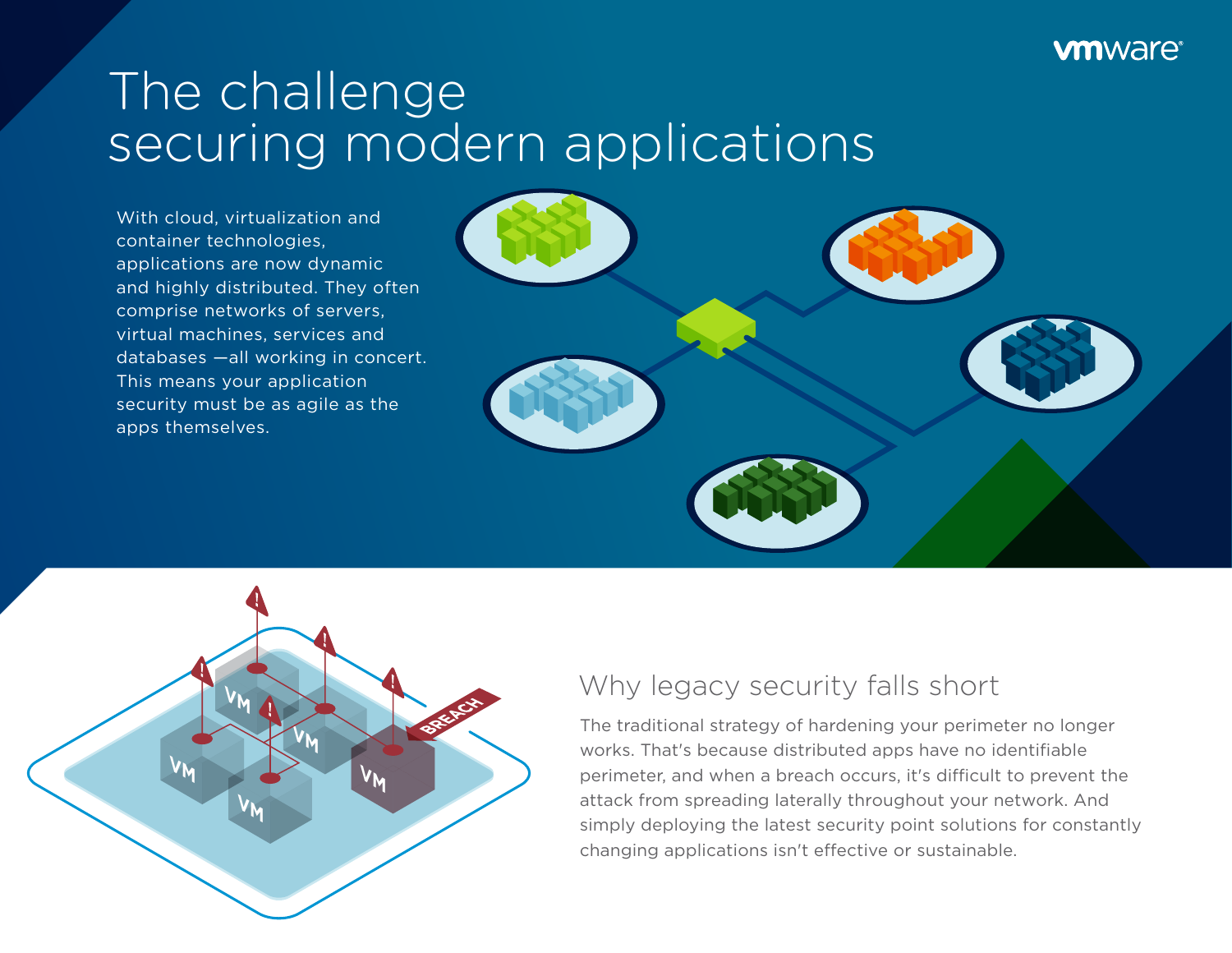# The challenge securing modern applications

With cloud, virtualization and container technologies, applications are now dynamic and highly distributed. They often comprise networks of servers, virtual machines, services and databases —all working in concert. This means your application security must be as agile as the apps themselves.

## Why legacy security falls short

The traditional strategy of hardening your perimeter no longer works. That's because distributed apps have no identifiable perimeter, and when a breach occurs, it's difficult to prevent the attack from spreading laterally throughout your network. And simply deploying the latest security point solutions for constantly changing applications isn't effective or sustainable.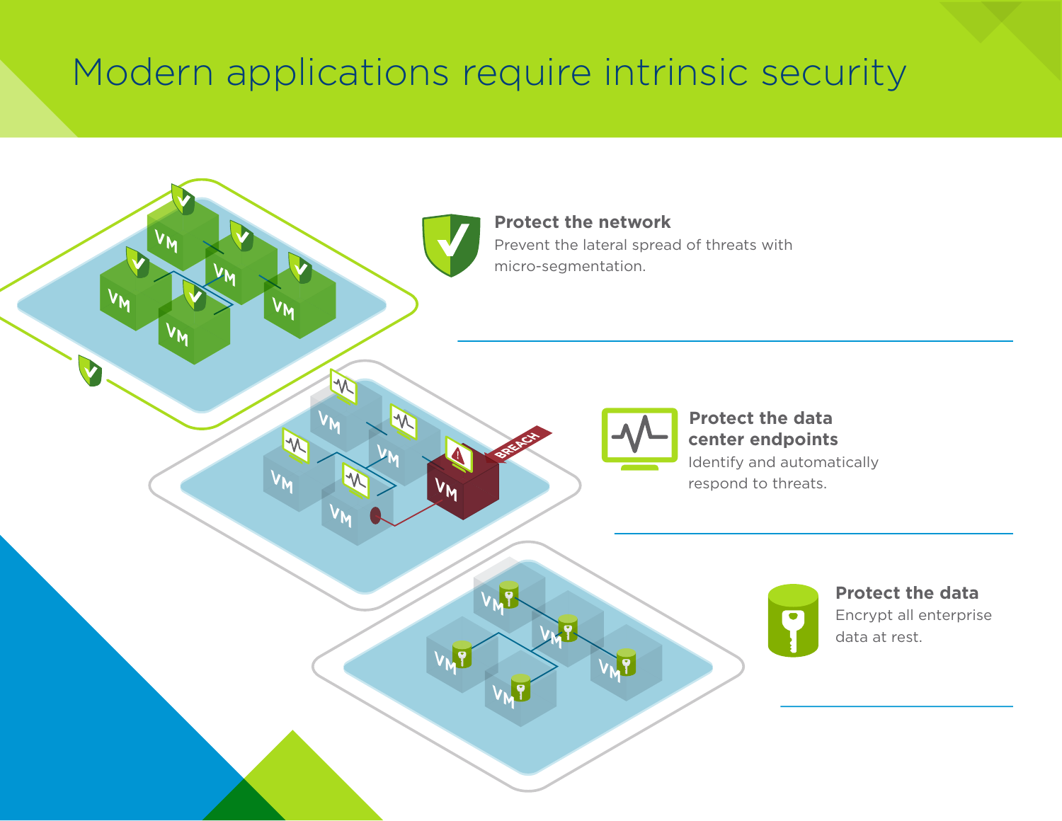# Modern applications require intrinsic security

**Protect the network**
Prevent the lateral spread of threats with micro-segmentation.

**Protect the data center endpoints**
Identify and automatically respond to threats.

**Protect the data**
Encrypt all enterprise data at rest.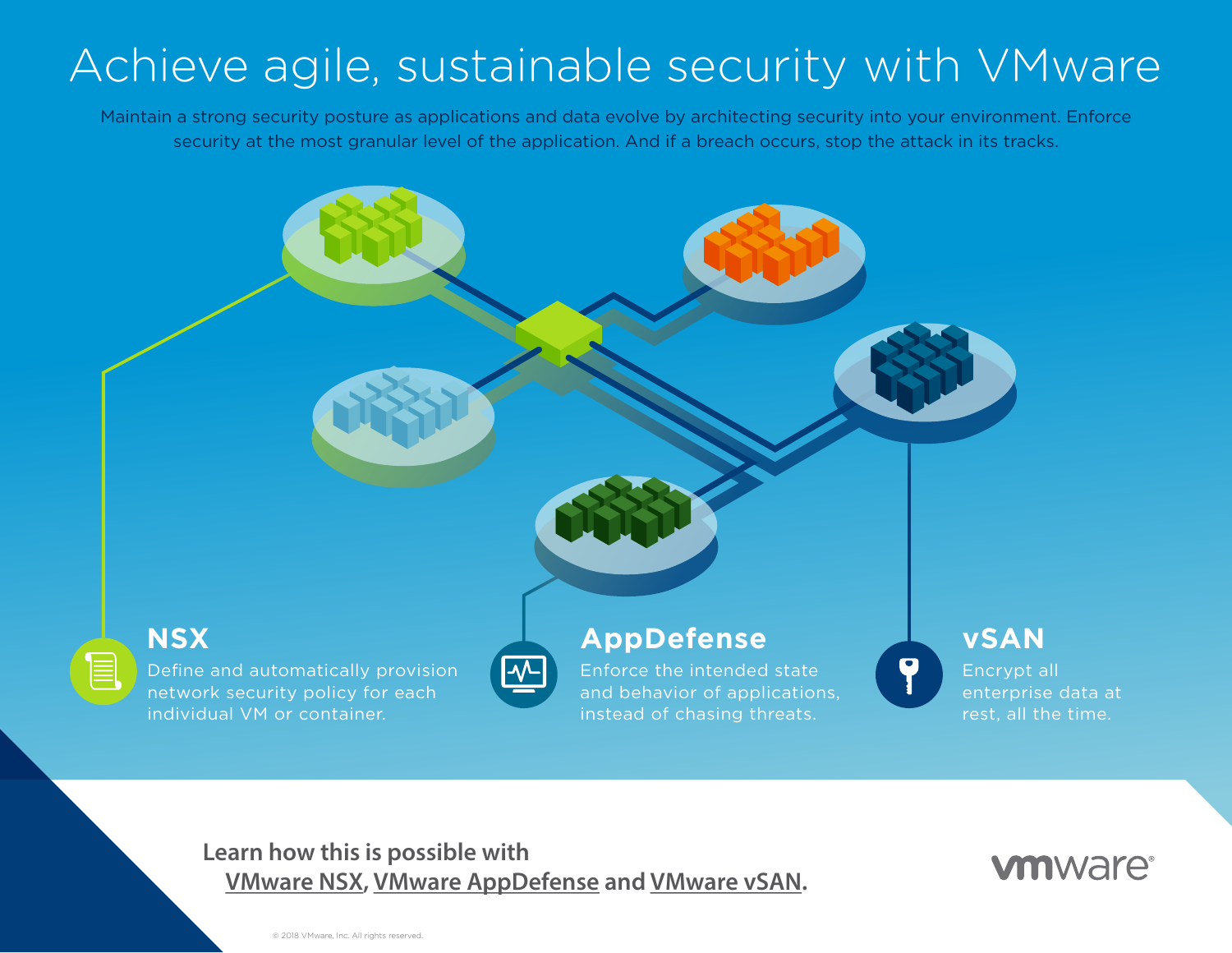# Achieve agile, sustainable security with VMware

Maintain a strong security posture as applications and data evolve by architecting security into your environment. Enforce security at the most granular level of the application. And if a breach occurs, stop the attack in its tracks.

## NSX

Define and automatically provision network security policy for each individual VM or container.

## AppDefense

Enforce the intended state and behavior of applications, instead of chasing threats.

## vSAN

Encrypt all enterprise data at rest, all the time.

**Learn how this is possible with VMware NSX, VMware AppDefense and VMware vSAN.**

vmware®

© 2018 VMware, Inc. All rights reserved.